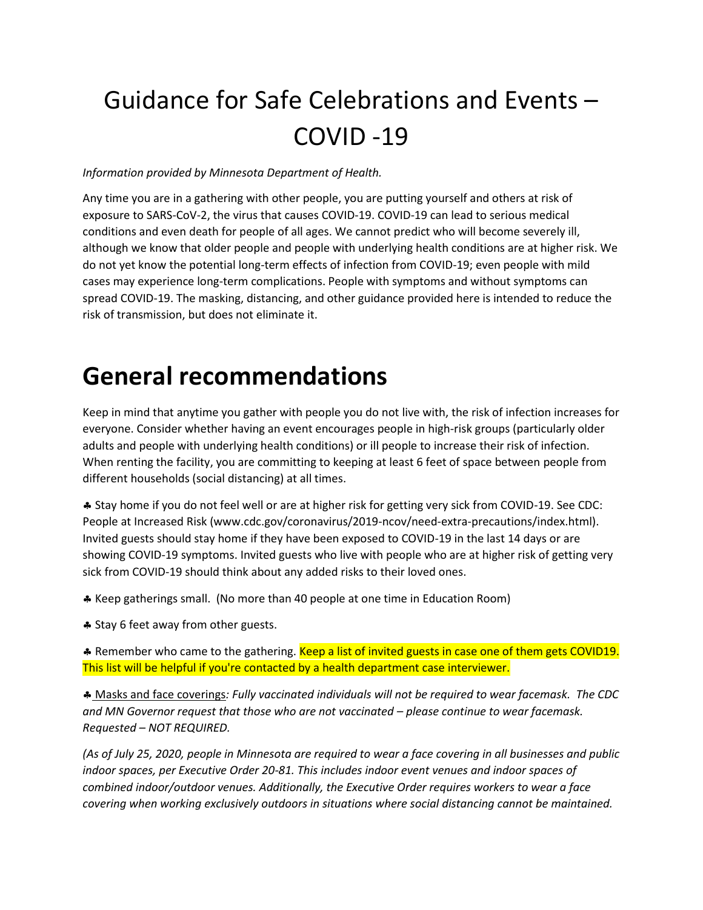# Guidance for Safe Celebrations and Events – COVID -19

*Information provided by Minnesota Department of Health.*

Any time you are in a gathering with other people, you are putting yourself and others at risk of exposure to SARS-CoV-2, the virus that causes COVID-19. COVID-19 can lead to serious medical conditions and even death for people of all ages. We cannot predict who will become severely ill, although we know that older people and people with underlying health conditions are at higher risk. We do not yet know the potential long-term effects of infection from COVID-19; even people with mild cases may experience long-term complications. People with symptoms and without symptoms can spread COVID-19. The masking, distancing, and other guidance provided here is intended to reduce the risk of transmission, but does not eliminate it.

# General recommendations

Keep in mind that anytime you gather with people you do not live with, the risk of infection increases for everyone. Consider whether having an event encourages people in high-risk groups (particularly older adults and people with underlying health conditions) or ill people to increase their risk of infection. When renting the facility, you are committing to keeping at least 6 feet of space between people from different households (social distancing) at all times.

♣ Stay home if you do not feel well or are at higher risk for getting very sick from COVID-19. See CDC: People at Increased Risk (www.cdc.gov/coronavirus/2019-ncov/need-extra-precautions/index.html). Invited guests should stay home if they have been exposed to COVID-19 in the last 14 days or are showing COVID-19 symptoms. Invited guests who live with people who are at higher risk of getting very sick from COVID-19 should think about any added risks to their loved ones.

♣ Keep gatherings small. (No more than 40 people at one time in Education Room)

♣ Stay 6 feet away from other guests.

♣ Remember who came to the gathering. Keep a list of invited guests in case one of them gets COVID19. This list will be helpful if you're contacted by a health department case interviewer.

♣ Masks and face coverings*: Fully vaccinated individuals will not be required to wear facemask. The CDC and MN Governor request that those who are not vaccinated – please continue to wear facemask. Requested – NOT REQUIRED.*

*(As of July 25, 2020, people in Minnesota are required to wear a face covering in all businesses and public indoor spaces, per Executive Order 20-81. This includes indoor event venues and indoor spaces of combined indoor/outdoor venues. Additionally, the Executive Order requires workers to wear a face covering when working exclusively outdoors in situations where social distancing cannot be maintained.*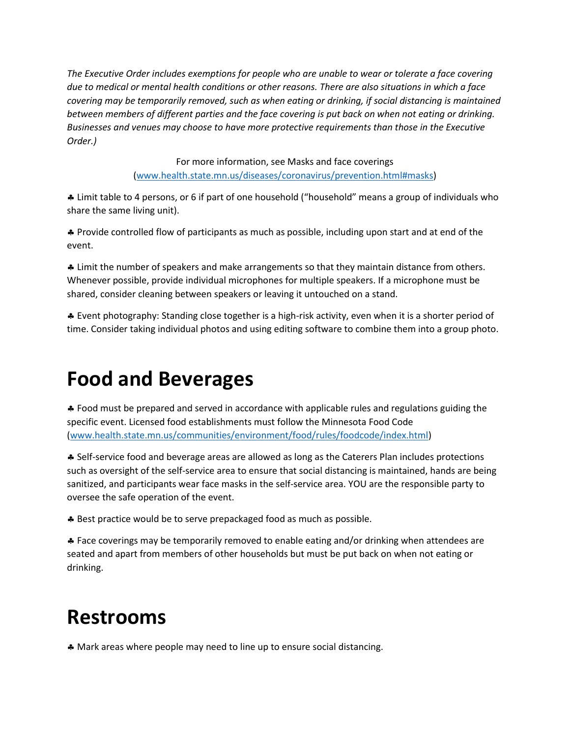*The Executive Order includes exemptions for people who are unable to wear or tolerate a face covering due to medical or mental health conditions or other reasons. There are also situations in which a face covering may be temporarily removed, such as when eating or drinking, if social distancing is maintained between members of different parties and the face covering is put back on when not eating or drinking. Businesses and venues may choose to have more protective requirements than those in the Executive Order.)*

For more information, see Masks and face coverings ([www.health.state.mn.us/diseases/coronavirus/prevention.html#masks](www.health.state.mn.us/diseases/coronavirus/prevention.html#masks))

♣ Limit table to 4 persons, or 6 if part of one household ("household" means a group of individuals who share the same living unit).

♣ Provide controlled flow of participants as much as possible, including upon start and at end of the event.

♣ Limit the number of speakers and make arrangements so that they maintain distance from others. Whenever possible, provide individual microphones for multiple speakers. If a microphone must be shared, consider cleaning between speakers or leaving it untouched on a stand.

♣ Event photography: Standing close together is a high-risk activity, even when it is a shorter period of time. Consider taking individual photos and using editing software to combine them into a group photo.

# Food and Beverages

♣ Food must be prepared and served in accordance with applicable rules and regulations guiding the specific event. Licensed food establishments must follow the Minnesota Food Code ([www.health.state.mn.us/communities/environment/food/rules/foodcode/index.html](www.health.state.mn.us/communities/environment/food/rules/foodcode/index.html))

♣ Self-service food and beverage areas are allowed as long as the Caterers Plan includes protections such as oversight of the self-service area to ensure that social distancing is maintained, hands are being sanitized, and participants wear face masks in the self-service area. YOU are the responsible party to oversee the safe operation of the event.

♣ Best practice would be to serve prepackaged food as much as possible.

♣ Face coverings may be temporarily removed to enable eating and/or drinking when attendees are seated and apart from members of other households but must be put back on when not eating or drinking.

# Restrooms

♣ Mark areas where people may need to line up to ensure social distancing.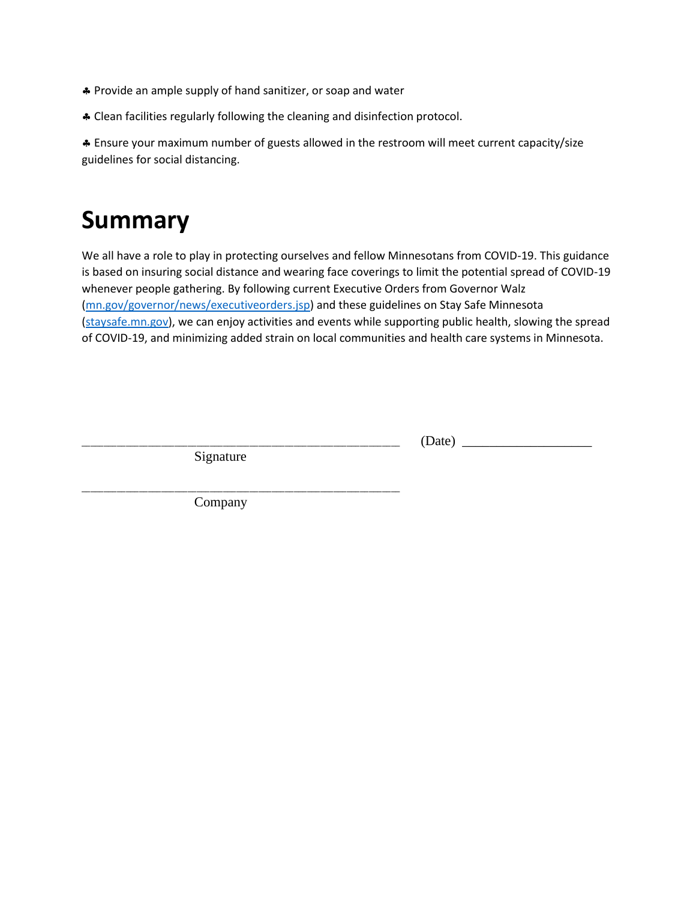♣ Provide an ample supply of hand sanitizer, or soap and water

♣ Clean facilities regularly following the cleaning and disinfection protocol.

♣ Ensure your maximum number of guests allowed in the restroom will meet current capacity/size guidelines for social distancing.

# Summary

We all have a role to play in protecting ourselves and fellow Minnesotans from COVID-19. This guidance is based on insuring social distance and wearing face coverings to limit the potential spread of COVID-19 whenever people gathering. By following current Executive Orders from Governor Walz ([mn.gov/governor/news/executiveorders.jsp](mn.gov/governor/news/executiveorders.jsp)) and these guidelines on Stay Safe Minnesota ([staysafe.mn.gov](staysafe.mn.gov)), we can enjoy activities and events while supporting public health, slowing the spread of COVID-19, and minimizing added strain on local communities and health care systems in Minnesota.

_______________________________________________ (Date) ___________________

Signature

_______________________________________________

Company